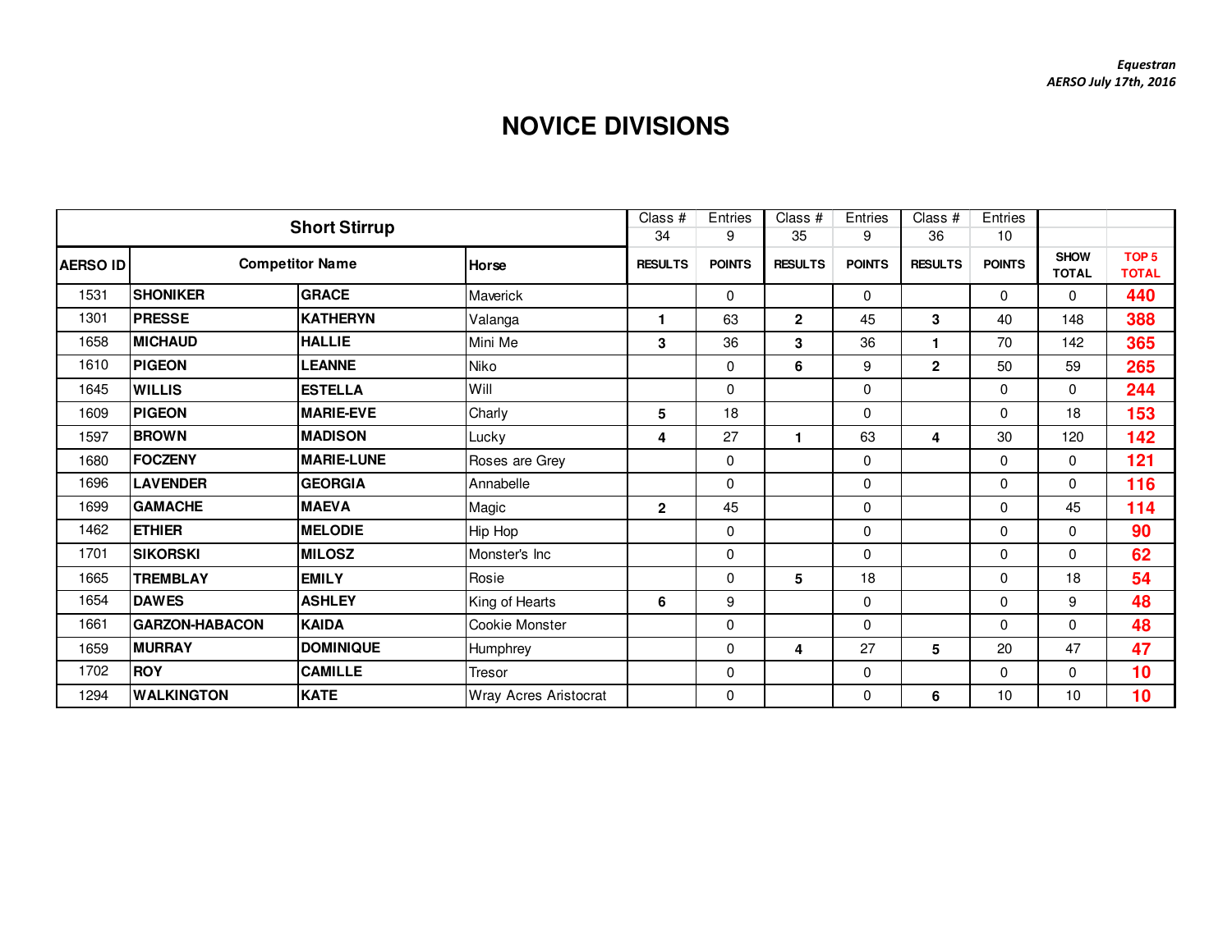*Equestran*
*AERSO July 17th, 2016*

# NOVICE DIVISIONS

| Short Stirrup | | | | Class # | Entries | Class # | Entries | Class # | Entries | | |
|---|---|---|---|---|---|---|---|---|---|---|---|
| | | | | 34 | 9 | 35 | 9 | 36 | 10 | | |
| **AERSO ID** | **Competitor Name** | | **Horse** | **RESULTS** | **POINTS** | **RESULTS** | **POINTS** | **RESULTS** | **POINTS** | **SHOW TOTAL** | **TOP 5 TOTAL** |
| 1531 | **SHONIKER** | **GRACE** | Maverick | | 0 | | 0 | | 0 | 0 | **440** |
| 1301 | **PRESSE** | **KATHERYN** | Valanga | **1** | 63 | **2** | 45 | **3** | 40 | 148 | **388** |
| 1658 | **MICHAUD** | **HALLIE** | Mini Me | **3** | 36 | **3** | 36 | **1** | 70 | 142 | **365** |
| 1610 | **PIGEON** | **LEANNE** | Niko | | 0 | **6** | 9 | **2** | 50 | 59 | **265** |
| 1645 | **WILLIS** | **ESTELLA** | Will | | 0 | | 0 | | 0 | 0 | **244** |
| 1609 | **PIGEON** | **MARIE-EVE** | Charly | **5** | 18 | | 0 | | 0 | 18 | **153** |
| 1597 | **BROWN** | **MADISON** | Lucky | **4** | 27 | **1** | 63 | **4** | 30 | 120 | **142** |
| 1680 | **FOCZENY** | **MARIE-LUNE** | Roses are Grey | | 0 | | 0 | | 0 | 0 | **121** |
| 1696 | **LAVENDER** | **GEORGIA** | Annabelle | | 0 | | 0 | | 0 | 0 | **116** |
| 1699 | **GAMACHE** | **MAEVA** | Magic | **2** | 45 | | 0 | | 0 | 45 | **114** |
| 1462 | **ETHIER** | **MELODIE** | Hip Hop | | 0 | | 0 | | 0 | 0 | **90** |
| 1701 | **SIKORSKI** | **MILOSZ** | Monster's Inc | | 0 | | 0 | | 0 | 0 | **62** |
| 1665 | **TREMBLAY** | **EMILY** | Rosie | | 0 | **5** | 18 | | 0 | 18 | **54** |
| 1654 | **DAWES** | **ASHLEY** | King of Hearts | **6** | 9 | | 0 | | 0 | 9 | **48** |
| 1661 | **GARZON-HABACON** | **KAIDA** | Cookie Monster | | 0 | | 0 | | 0 | 0 | **48** |
| 1659 | **MURRAY** | **DOMINIQUE** | Humphrey | | 0 | **4** | 27 | **5** | 20 | 47 | **47** |
| 1702 | **ROY** | **CAMILLE** | Tresor | | 0 | | 0 | | 0 | 0 | **10** |
| 1294 | **WALKINGTON** | **KATE** | Wray Acres Aristocrat | | 0 | | 0 | **6** | 10 | 10 | **10** |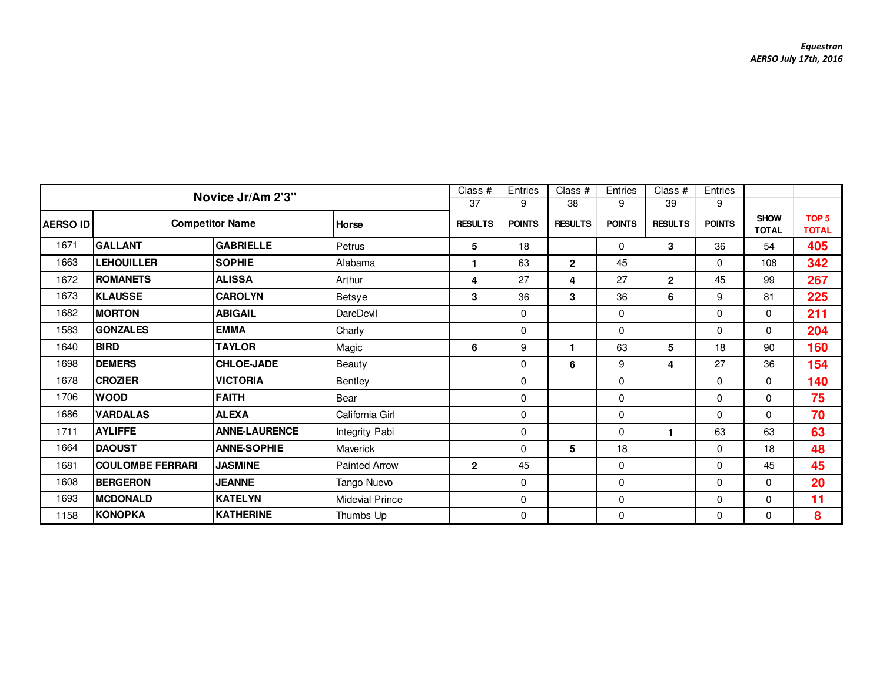*Equestran*
*AERSO July 17th, 2016*

| Novice Jr/Am 2'3" | | | | Class # 37 | Entries 9 | Class # 38 | Entries 9 | Class # 39 | Entries 9 | | |
|---|---|---|---|---|---|---|---|---|---|---|---|
| AERSO ID | Competitor Name | | Horse | RESULTS | POINTS | RESULTS | POINTS | RESULTS | POINTS | SHOW TOTAL | TOP 5 TOTAL |
| 1671 | GALLANT | GABRIELLE | Petrus | 5 | 18 | | 0 | 3 | 36 | 54 | 405 |
| 1663 | LEHOUILLER | SOPHIE | Alabama | 1 | 63 | 2 | 45 | | 0 | 108 | 342 |
| 1672 | ROMANETS | ALISSA | Arthur | 4 | 27 | 4 | 27 | 2 | 45 | 99 | 267 |
| 1673 | KLAUSSE | CAROLYN | Betsye | 3 | 36 | 3 | 36 | 6 | 9 | 81 | 225 |
| 1682 | MORTON | ABIGAIL | DareDevil | | 0 | | 0 | | 0 | 0 | 211 |
| 1583 | GONZALES | EMMA | Charly | | 0 | | 0 | | 0 | 0 | 204 |
| 1640 | BIRD | TAYLOR | Magic | 6 | 9 | 1 | 63 | 5 | 18 | 90 | 160 |
| 1698 | DEMERS | CHLOE-JADE | Beauty | | 0 | 6 | 9 | 4 | 27 | 36 | 154 |
| 1678 | CROZIER | VICTORIA | Bentley | | 0 | | 0 | | 0 | 0 | 140 |
| 1706 | WOOD | FAITH | Bear | | 0 | | 0 | | 0 | 0 | 75 |
| 1686 | VARDALAS | ALEXA | California Girl | | 0 | | 0 | | 0 | 0 | 70 |
| 1711 | AYLIFFE | ANNE-LAURENCE | Integrity Pabi | | 0 | | 0 | 1 | 63 | 63 | 63 |
| 1664 | DAOUST | ANNE-SOPHIE | Maverick | | 0 | 5 | 18 | | 0 | 18 | 48 |
| 1681 | COULOMBE FERRARI | JASMINE | Painted Arrow | 2 | 45 | | 0 | | 0 | 45 | 45 |
| 1608 | BERGERON | JEANNE | Tango Nuevo | | 0 | | 0 | | 0 | 0 | 20 |
| 1693 | MCDONALD | KATELYN | Midevial Prince | | 0 | | 0 | | 0 | 0 | 11 |
| 1158 | KONOPKA | KATHERINE | Thumbs Up | | 0 | | 0 | | 0 | 0 | 8 |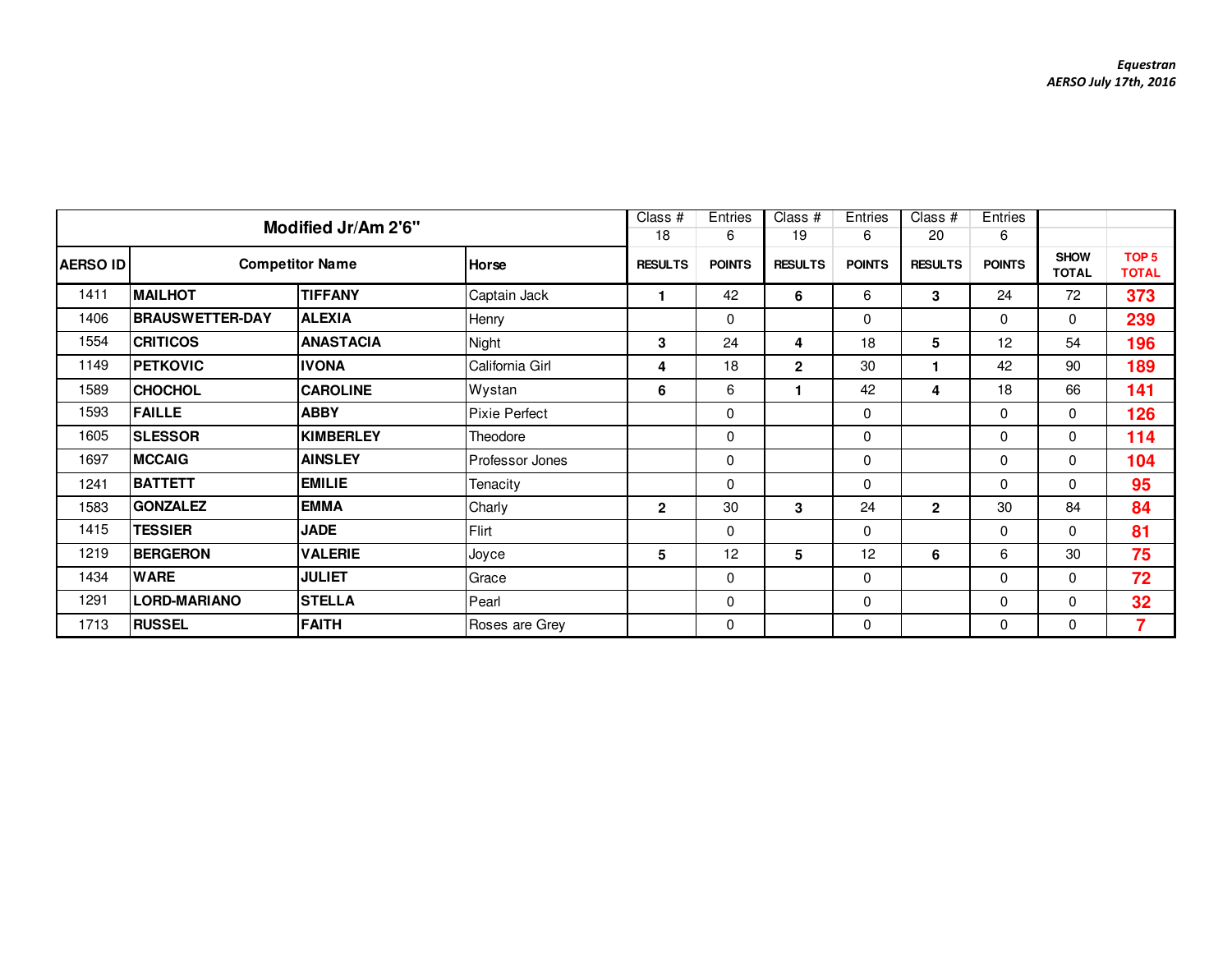*Equestran*
*AERSO July 17th, 2016*

| Modified Jr/Am 2'6" | | | | Class # 18 | Entries 6 | Class # 19 | Entries 6 | Class # 20 | Entries 6 | | |
|---|---|---|---|---|---|---|---|---|---|---|---|
| AERSO ID | Competitor Name | | Horse | RESULTS | POINTS | RESULTS | POINTS | RESULTS | POINTS | SHOW TOTAL | TOP 5 TOTAL |
| 1411 | **MAILHOT** | **TIFFANY** | Captain Jack | **1** | 42 | **6** | 6 | **3** | 24 | 72 | **373** |
| 1406 | **BRAUSWETTER-DAY** | **ALEXIA** | Henry | | 0 | | 0 | | 0 | 0 | **239** |
| 1554 | **CRITICOS** | **ANASTACIA** | Night | **3** | 24 | **4** | 18 | **5** | 12 | 54 | **196** |
| 1149 | **PETKOVIC** | **IVONA** | California Girl | **4** | 18 | **2** | 30 | **1** | 42 | 90 | **189** |
| 1589 | **CHOCHOL** | **CAROLINE** | Wystan | **6** | 6 | **1** | 42 | **4** | 18 | 66 | **141** |
| 1593 | **FAILLE** | **ABBY** | Pixie Perfect | | 0 | | 0 | | 0 | 0 | **126** |
| 1605 | **SLESSOR** | **KIMBERLEY** | Theodore | | 0 | | 0 | | 0 | 0 | **114** |
| 1697 | **MCCAIG** | **AINSLEY** | Professor Jones | | 0 | | 0 | | 0 | 0 | **104** |
| 1241 | **BATTETT** | **EMILIE** | Tenacity | | 0 | | 0 | | 0 | 0 | **95** |
| 1583 | **GONZALEZ** | **EMMA** | Charly | **2** | 30 | **3** | 24 | **2** | 30 | 84 | **84** |
| 1415 | **TESSIER** | **JADE** | Flirt | | 0 | | 0 | | 0 | 0 | **81** |
| 1219 | **BERGERON** | **VALERIE** | Joyce | **5** | 12 | **5** | 12 | **6** | 6 | 30 | **75** |
| 1434 | **WARE** | **JULIET** | Grace | | 0 | | 0 | | 0 | 0 | **72** |
| 1291 | **LORD-MARIANO** | **STELLA** | Pearl | | 0 | | 0 | | 0 | 0 | **32** |
| 1713 | **RUSSEL** | **FAITH** | Roses are Grey | | 0 | | 0 | | 0 | 0 | **7** |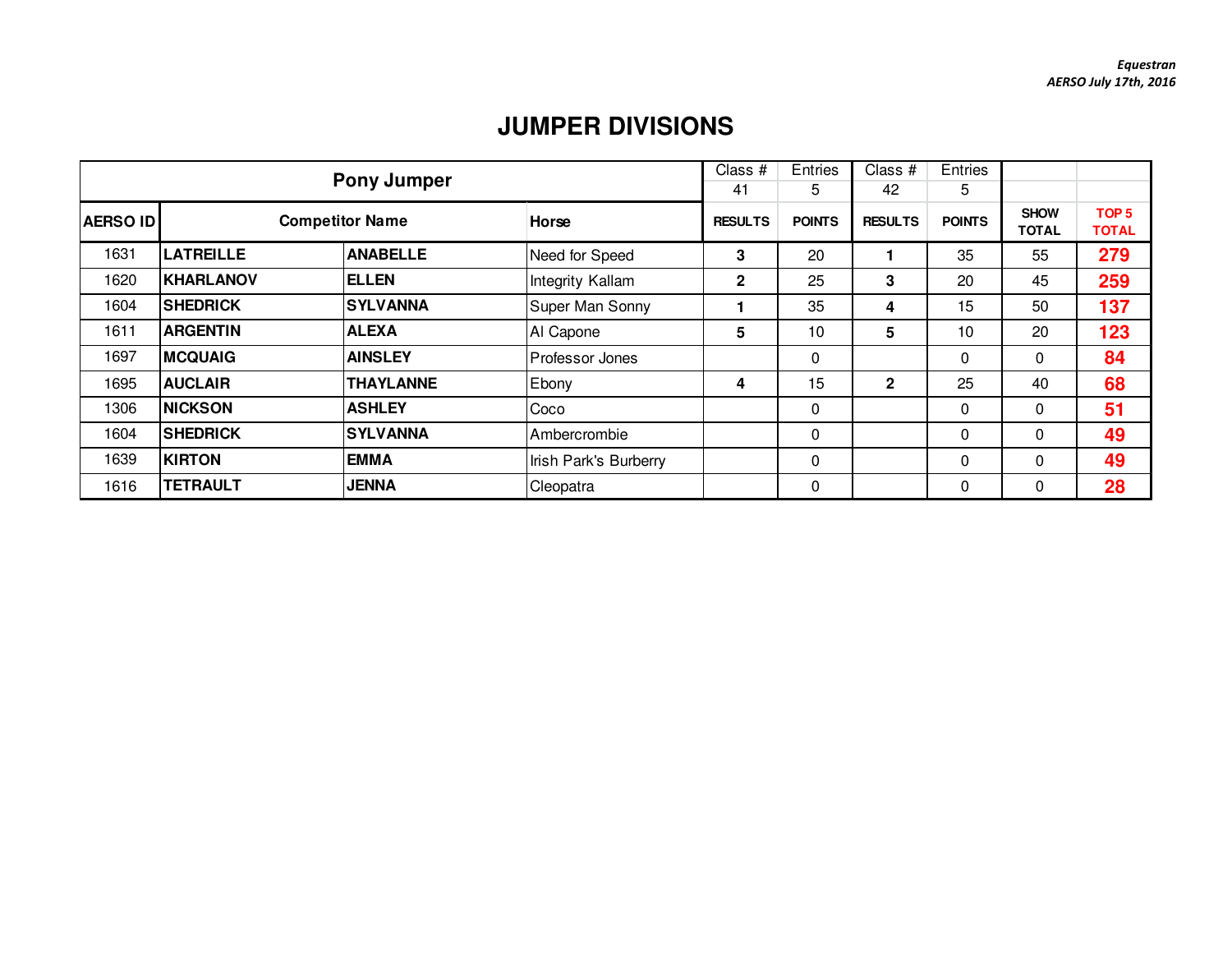*Equestran*
*AERSO July 17th, 2016*

# JUMPER DIVISIONS

| Pony Jumper | | | | Class # 41 | Entries 5 | Class # 42 | Entries 5 | | |
|---|---|---|---|---|---|---|---|---|---|
| **AERSO ID** | **Competitor Name** | | **Horse** | **RESULTS** | **POINTS** | **RESULTS** | **POINTS** | **SHOW TOTAL** | **TOP 5 TOTAL** |
| 1631 | **LATREILLE** | **ANABELLE** | Need for Speed | **3** | 20 | **1** | 35 | 55 | **279** |
| 1620 | **KHARLANOV** | **ELLEN** | Integrity Kallam | **2** | 25 | **3** | 20 | 45 | **259** |
| 1604 | **SHEDRICK** | **SYLVANNA** | Super Man Sonny | **1** | 35 | **4** | 15 | 50 | **137** |
| 1611 | **ARGENTIN** | **ALEXA** | Al Capone | **5** | 10 | **5** | 10 | 20 | **123** |
| 1697 | **MCQUAIG** | **AINSLEY** | Professor Jones | | 0 | | 0 | 0 | **84** |
| 1695 | **AUCLAIR** | **THAYLANNE** | Ebony | **4** | 15 | **2** | 25 | 40 | **68** |
| 1306 | **NICKSON** | **ASHLEY** | Coco | | 0 | | 0 | 0 | **51** |
| 1604 | **SHEDRICK** | **SYLVANNA** | Ambercrombie | | 0 | | 0 | 0 | **49** |
| 1639 | **KIRTON** | **EMMA** | Irish Park's Burberry | | 0 | | 0 | 0 | **49** |
| 1616 | **TETRAULT** | **JENNA** | Cleopatra | | 0 | | 0 | 0 | **28** |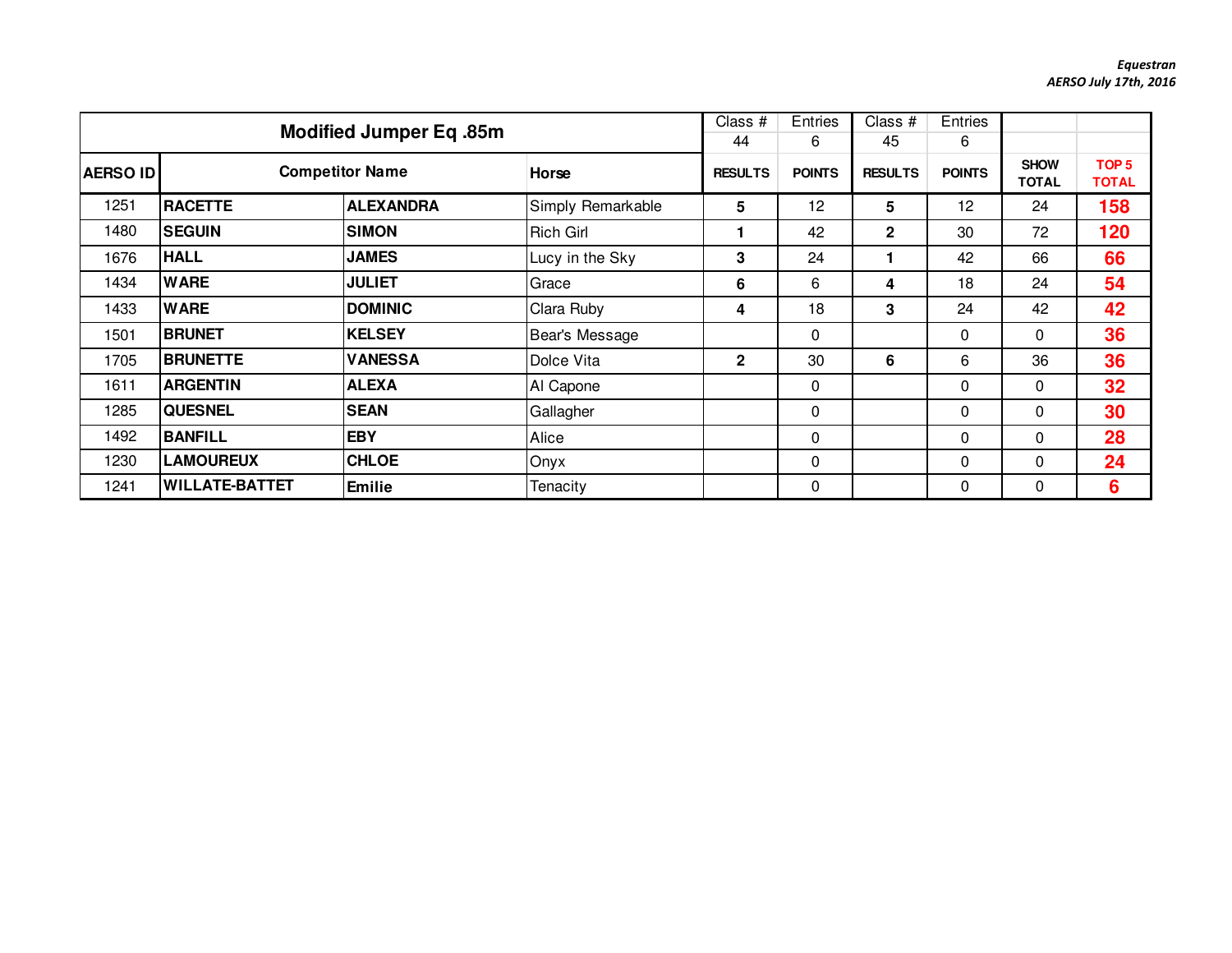*Equestran*
*AERSO July 17th, 2016*

| Modified Jumper Eq .85m | | | | Class # 44 | Entries 6 | Class # 45 | Entries 6 | | |
|---|---|---|---|---|---|---|---|---|---|
| **AERSO ID** | **Competitor Name** | | **Horse** | **RESULTS** | **POINTS** | **RESULTS** | **POINTS** | **SHOW TOTAL** | **TOP 5 TOTAL** |
| 1251 | **RACETTE** | **ALEXANDRA** | Simply Remarkable | **5** | 12 | **5** | 12 | 24 | **158** |
| 1480 | **SEGUIN** | **SIMON** | Rich Girl | **1** | 42 | **2** | 30 | 72 | **120** |
| 1676 | **HALL** | **JAMES** | Lucy in the Sky | **3** | 24 | **1** | 42 | 66 | **66** |
| 1434 | **WARE** | **JULIET** | Grace | **6** | 6 | **4** | 18 | 24 | **54** |
| 1433 | **WARE** | **DOMINIC** | Clara Ruby | **4** | 18 | **3** | 24 | 42 | **42** |
| 1501 | **BRUNET** | **KELSEY** | Bear's Message | | 0 | | 0 | 0 | **36** |
| 1705 | **BRUNETTE** | **VANESSA** | Dolce Vita | **2** | 30 | **6** | 6 | 36 | **36** |
| 1611 | **ARGENTIN** | **ALEXA** | Al Capone | | 0 | | 0 | 0 | **32** |
| 1285 | **QUESNEL** | **SEAN** | Gallagher | | 0 | | 0 | 0 | **30** |
| 1492 | **BANFILL** | **EBY** | Alice | | 0 | | 0 | 0 | **28** |
| 1230 | **LAMOUREUX** | **CHLOE** | Onyx | | 0 | | 0 | 0 | **24** |
| 1241 | **WILLATE-BATTET** | **Emilie** | Tenacity | | 0 | | 0 | 0 | **6** |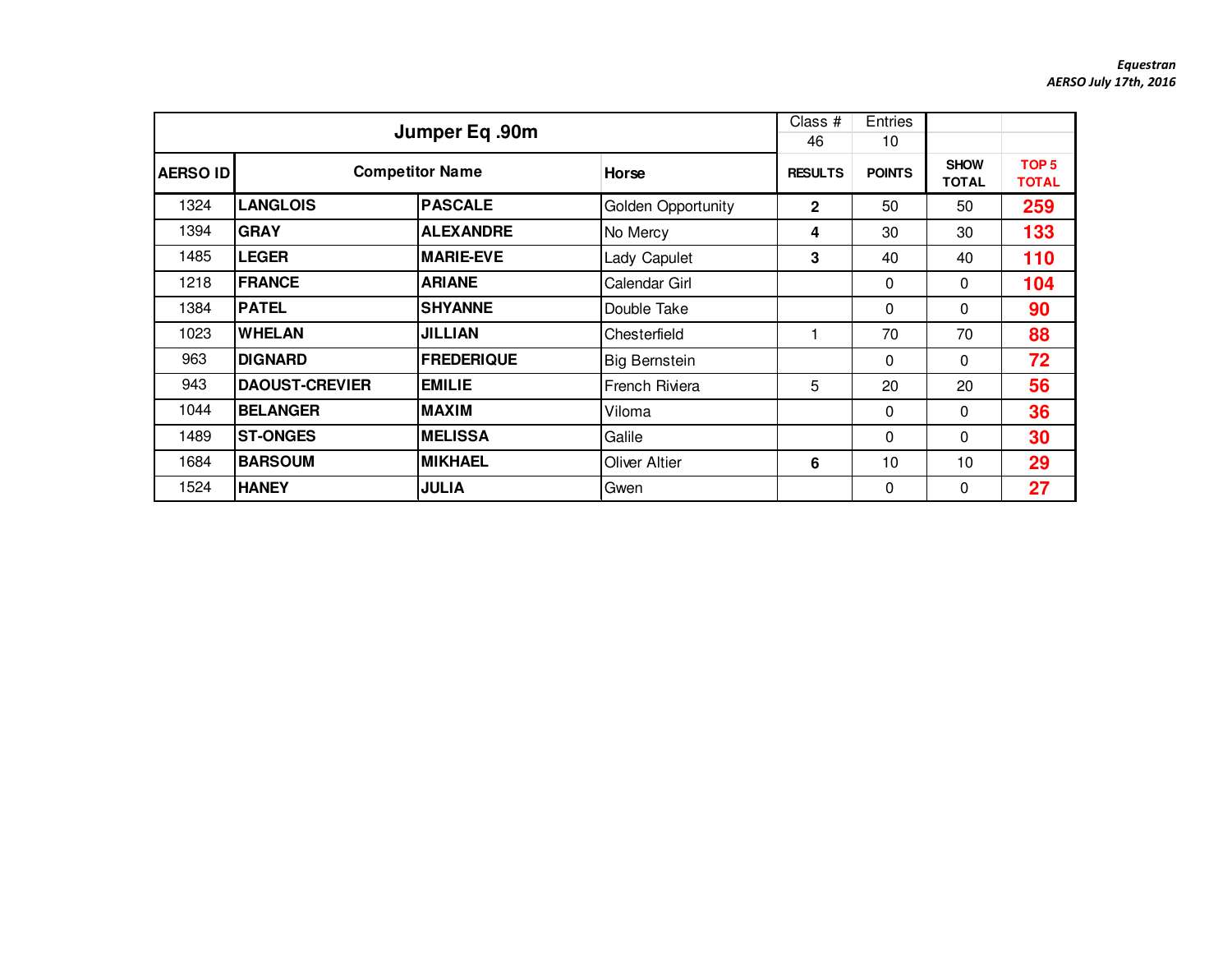*Equestran*
*AERSO July 17th, 2016*

| Jumper Eq .90m | | | | Class # | Entries | | |
|---|---|---|---|---|---|---|---|
| | | | | 46 | 10 | | |
| AERSO ID | Competitor Name | | Horse | RESULTS | POINTS | SHOW TOTAL | TOP 5 TOTAL |
| 1324 | LANGLOIS | PASCALE | Golden Opportunity | 2 | 50 | 50 | 259 |
| 1394 | GRAY | ALEXANDRE | No Mercy | 4 | 30 | 30 | 133 |
| 1485 | LEGER | MARIE-EVE | Lady Capulet | 3 | 40 | 40 | 110 |
| 1218 | FRANCE | ARIANE | Calendar Girl | | 0 | 0 | 104 |
| 1384 | PATEL | SHYANNE | Double Take | | 0 | 0 | 90 |
| 1023 | WHELAN | JILLIAN | Chesterfield | 1 | 70 | 70 | 88 |
| 963 | DIGNARD | FREDERIQUE | Big Bernstein | | 0 | 0 | 72 |
| 943 | DAOUST-CREVIER | EMILIE | French Riviera | 5 | 20 | 20 | 56 |
| 1044 | BELANGER | MAXIM | Viloma | | 0 | 0 | 36 |
| 1489 | ST-ONGES | MELISSA | Galile | | 0 | 0 | 30 |
| 1684 | BARSOUM | MIKHAEL | Oliver Altier | 6 | 10 | 10 | 29 |
| 1524 | HANEY | JULIA | Gwen | | 0 | 0 | 27 |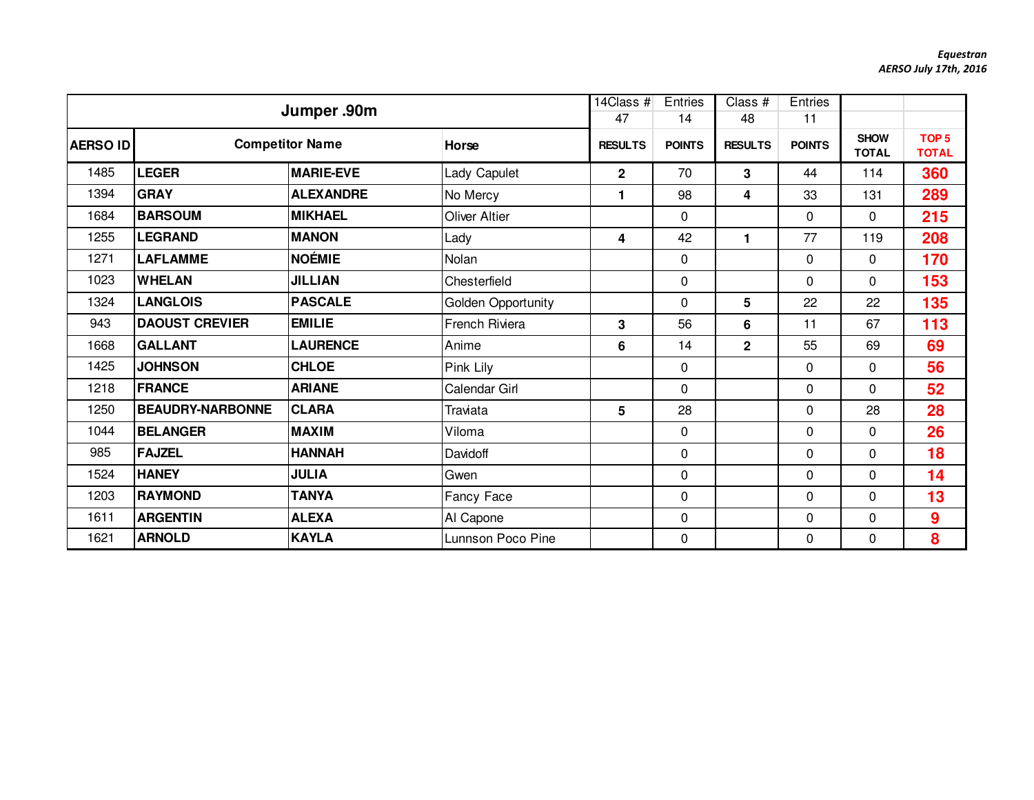*Equestran*
*AERSO July 17th, 2016*

| Jumper .90m | | | | 14Class # 47 | Entries 14 | Class # 48 | Entries 11 | | |
|---|---|---|---|---|---|---|---|---|---|
| AERSO ID | Competitor Name | | Horse | RESULTS | POINTS | RESULTS | POINTS | SHOW TOTAL | TOP 5 TOTAL |
| 1485 | **LEGER** | **MARIE-EVE** | Lady Capulet | **2** | 70 | **3** | 44 | 114 | **360** |
| 1394 | **GRAY** | **ALEXANDRE** | No Mercy | **1** | 98 | **4** | 33 | 131 | **289** |
| 1684 | **BARSOUM** | **MIKHAEL** | Oliver Altier | | 0 | | 0 | 0 | **215** |
| 1255 | **LEGRAND** | **MANON** | Lady | **4** | 42 | **1** | 77 | 119 | **208** |
| 1271 | **LAFLAMME** | **NOÉMIE** | Nolan | | 0 | | 0 | 0 | **170** |
| 1023 | **WHELAN** | **JILLIAN** | Chesterfield | | 0 | | 0 | 0 | **153** |
| 1324 | **LANGLOIS** | **PASCALE** | Golden Opportunity | | 0 | **5** | 22 | 22 | **135** |
| 943 | **DAOUST CREVIER** | **EMILIE** | French Riviera | **3** | 56 | **6** | 11 | 67 | **113** |
| 1668 | **GALLANT** | **LAURENCE** | Anime | **6** | 14 | **2** | 55 | 69 | **69** |
| 1425 | **JOHNSON** | **CHLOE** | Pink Lily | | 0 | | 0 | 0 | **56** |
| 1218 | **FRANCE** | **ARIANE** | Calendar Girl | | 0 | | 0 | 0 | **52** |
| 1250 | **BEAUDRY-NARBONNE** | **CLARA** | Traviata | **5** | 28 | | 0 | 28 | **28** |
| 1044 | **BELANGER** | **MAXIM** | Viloma | | 0 | | 0 | 0 | **26** |
| 985 | **FAJZEL** | **HANNAH** | Davidoff | | 0 | | 0 | 0 | **18** |
| 1524 | **HANEY** | **JULIA** | Gwen | | 0 | | 0 | 0 | **14** |
| 1203 | **RAYMOND** | **TANYA** | Fancy Face | | 0 | | 0 | 0 | **13** |
| 1611 | **ARGENTIN** | **ALEXA** | Al Capone | | 0 | | 0 | 0 | **9** |
| 1621 | **ARNOLD** | **KAYLA** | Lunnson Poco Pine | | 0 | | 0 | 0 | **8** |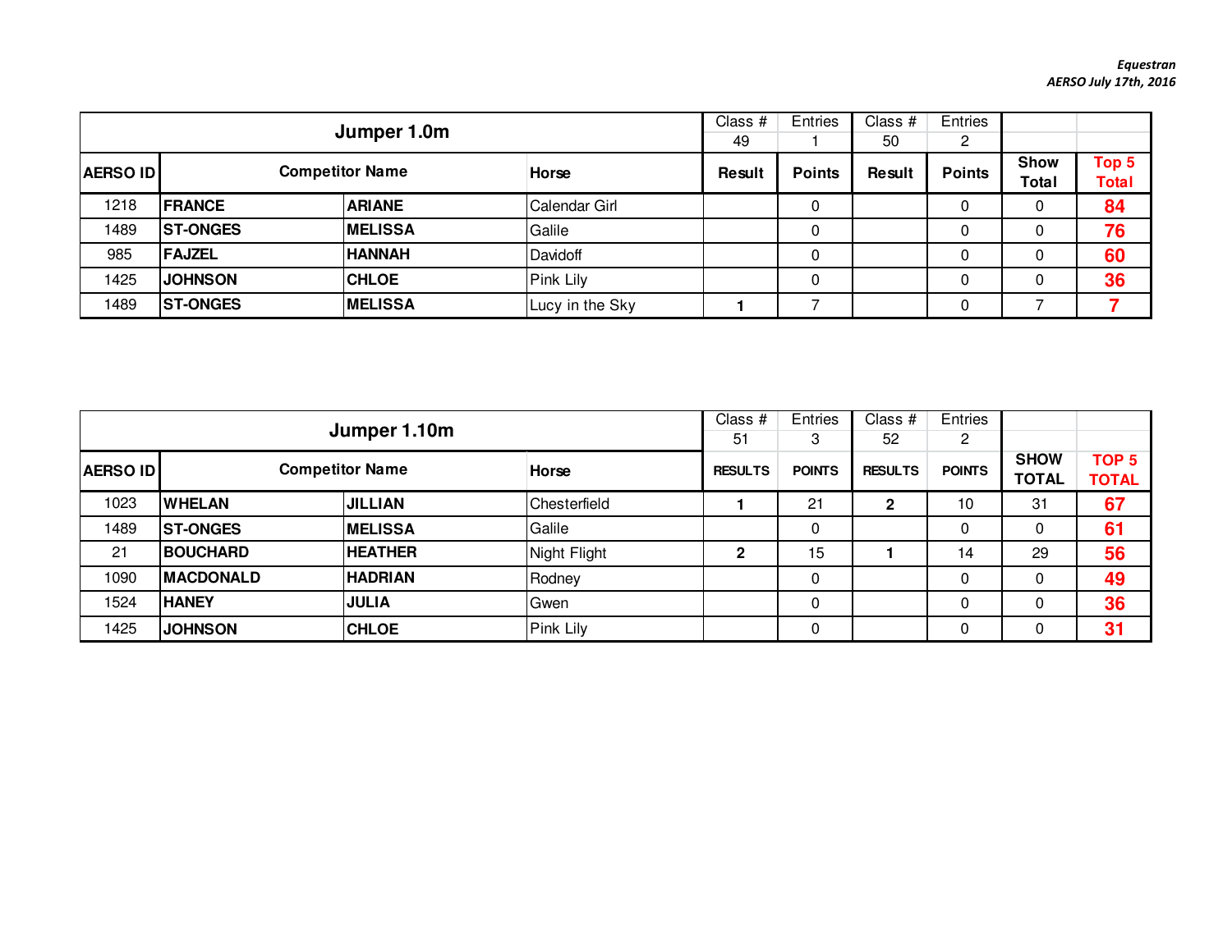*Equestran*
*AERSO July 17th, 2016*

| Jumper 1.0m | | | | Class # 49 | Entries 1 | Class # 50 | Entries 2 | | |
|---|---|---|---|---|---|---|---|---|---|
| AERSO ID | Competitor Name | | Horse | Result | Points | Result | Points | Show Total | Top 5 Total |
| 1218 | **FRANCE** | **ARIANE** | Calendar Girl | | 0 | | 0 | 0 | **84** |
| 1489 | **ST-ONGES** | **MELISSA** | Galile | | 0 | | 0 | 0 | **76** |
| 985 | **FAJZEL** | **HANNAH** | Davidoff | | 0 | | 0 | 0 | **60** |
| 1425 | **JOHNSON** | **CHLOE** | Pink Lily | | 0 | | 0 | 0 | **36** |
| 1489 | **ST-ONGES** | **MELISSA** | Lucy in the Sky | **1** | 7 | | 0 | 7 | **7** |

| Jumper 1.10m | | | | Class # 51 | Entries 3 | Class # 52 | Entries 2 | | |
|---|---|---|---|---|---|---|---|---|---|
| AERSO ID | Competitor Name | | Horse | RESULTS | POINTS | RESULTS | POINTS | SHOW TOTAL | TOP 5 TOTAL |
| 1023 | **WHELAN** | **JILLIAN** | Chesterfield | **1** | 21 | **2** | 10 | 31 | **67** |
| 1489 | **ST-ONGES** | **MELISSA** | Galile | | 0 | | 0 | 0 | **61** |
| 21 | **BOUCHARD** | **HEATHER** | Night Flight | **2** | 15 | **1** | 14 | 29 | **56** |
| 1090 | **MACDONALD** | **HADRIAN** | Rodney | | 0 | | 0 | 0 | **49** |
| 1524 | **HANEY** | **JULIA** | Gwen | | 0 | | 0 | 0 | **36** |
| 1425 | **JOHNSON** | **CHLOE** | Pink Lily | | 0 | | 0 | 0 | **31** |